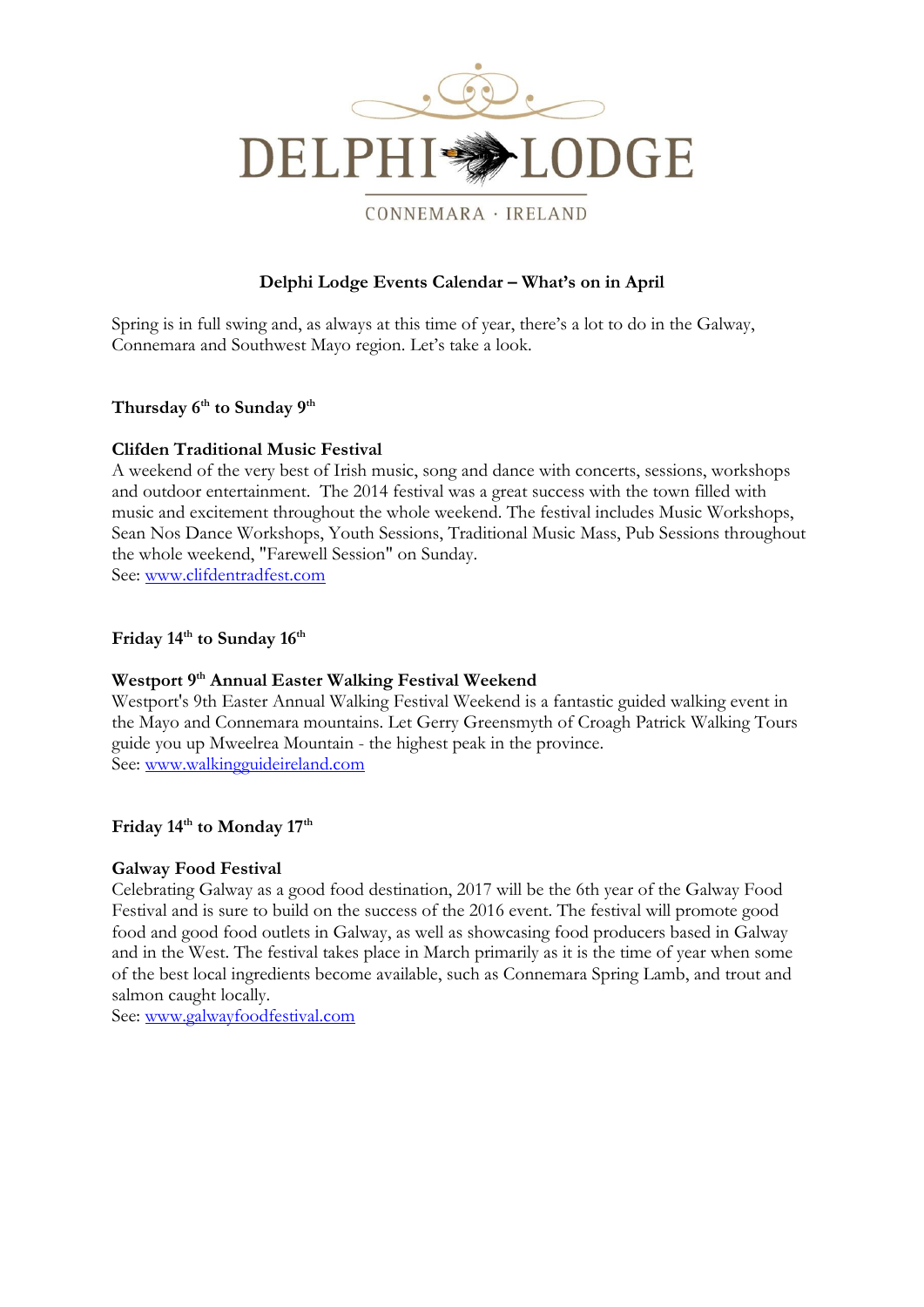# DELPHI LODGE

CONNEMARA · IRELAND

## Delphi Lodge Events Calendar – What's on in April

Spring is in full swing and, as always at this time of year, there's a lot to do in the Galway, Connemara and Southwest Mayo region. Let's take a look.

**Thursday 6th to Sunday 9th**

**Clifden Traditional Music Festival**
A weekend of the very best of Irish music, song and dance with concerts, sessions, workshops and outdoor entertainment. The 2014 festival was a great success with the town filled with music and excitement throughout the whole weekend. The festival includes Music Workshops, Sean Nos Dance Workshops, Youth Sessions, Traditional Music Mass, Pub Sessions throughout the whole weekend, "Farewell Session" on Sunday.
See: [www.clifdentradfest.com](http://www.clifdentradfest.com)

**Friday 14th to Sunday 16th**

**Westport 9th Annual Easter Walking Festival Weekend**
Westport's 9th Easter Annual Walking Festival Weekend is a fantastic guided walking event in the Mayo and Connemara mountains. Let Gerry Greensmyth of Croagh Patrick Walking Tours guide you up Mweelrea Mountain - the highest peak in the province.
See: [www.walkingguideireland.com](http://www.walkingguideireland.com)

**Friday 14th to Monday 17th**

**Galway Food Festival**
Celebrating Galway as a good food destination, 2017 will be the 6th year of the Galway Food Festival and is sure to build on the success of the 2016 event. The festival will promote good food and good food outlets in Galway, as well as showcasing food producers based in Galway and in the West. The festival takes place in March primarily as it is the time of year when some of the best local ingredients become available, such as Connemara Spring Lamb, and trout and salmon caught locally.
See: [www.galwayfoodfestival.com](http://www.galwayfoodfestival.com)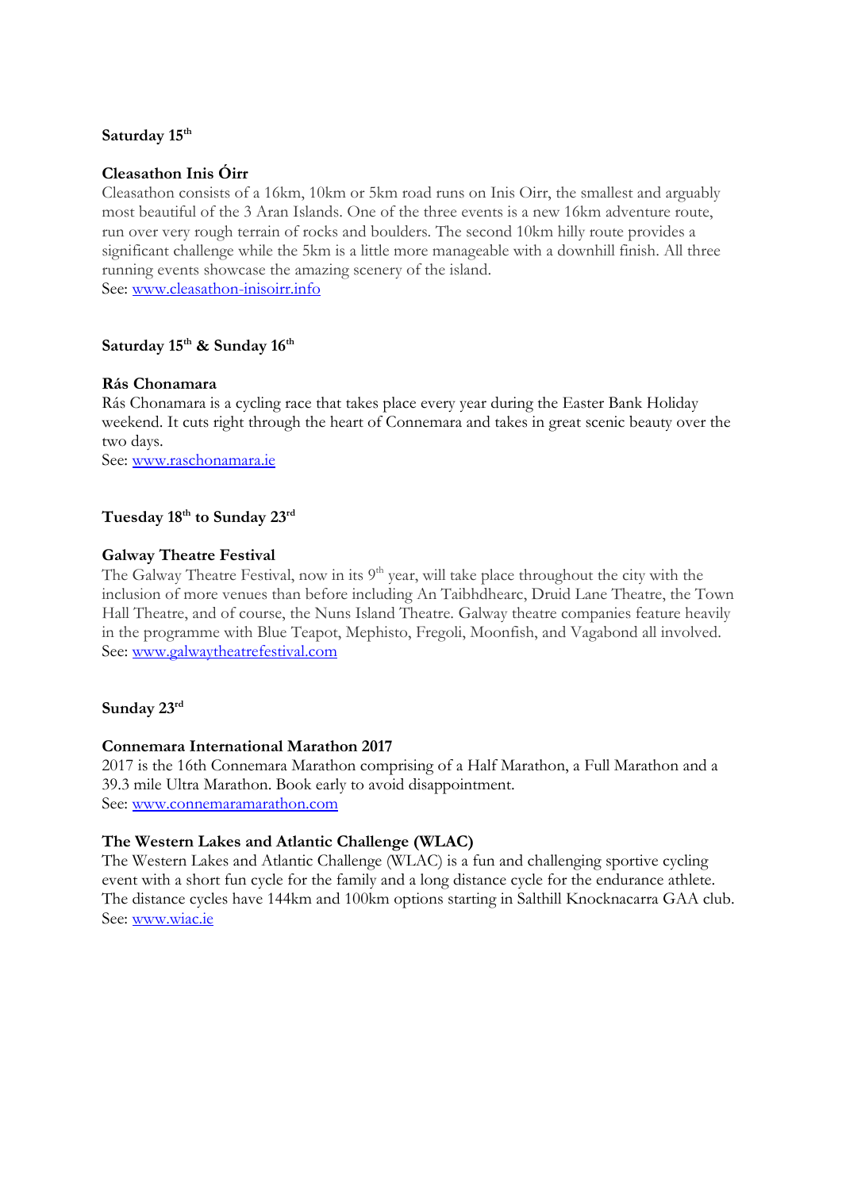**Saturday 15th**

**Cleasathon Inis Óirr**

Cleasathon consists of a 16km, 10km or 5km road runs on Inis Oirr, the smallest and arguably most beautiful of the 3 Aran Islands. One of the three events is a new 16km adventure route, run over very rough terrain of rocks and boulders. The second 10km hilly route provides a significant challenge while the 5km is a little more manageable with a downhill finish. All three running events showcase the amazing scenery of the island.
See: www.cleasathon-inisoirr.info

**Saturday 15th & Sunday 16th**

**Rás Chonamara**

Rás Chonamara is a cycling race that takes place every year during the Easter Bank Holiday weekend. It cuts right through the heart of Connemara and takes in great scenic beauty over the two days.
See: www.raschonamara.ie

**Tuesday 18th to Sunday 23rd**

**Galway Theatre Festival**

The Galway Theatre Festival, now in its 9th year, will take place throughout the city with the inclusion of more venues than before including An Taibhdhearc, Druid Lane Theatre, the Town Hall Theatre, and of course, the Nuns Island Theatre. Galway theatre companies feature heavily in the programme with Blue Teapot, Mephisto, Fregoli, Moonfish, and Vagabond all involved.
See: www.galwaytheatrefestival.com

**Sunday 23rd**

**Connemara International Marathon 2017**

2017 is the 16th Connemara Marathon comprising of a Half Marathon, a Full Marathon and a 39.3 mile Ultra Marathon. Book early to avoid disappointment.
See: www.connemaramarathon.com

**The Western Lakes and Atlantic Challenge (WLAC)**

The Western Lakes and Atlantic Challenge (WLAC) is a fun and challenging sportive cycling event with a short fun cycle for the family and a long distance cycle for the endurance athlete. The distance cycles have 144km and 100km options starting in Salthill Knocknacarra GAA club.
See: www.wiac.ie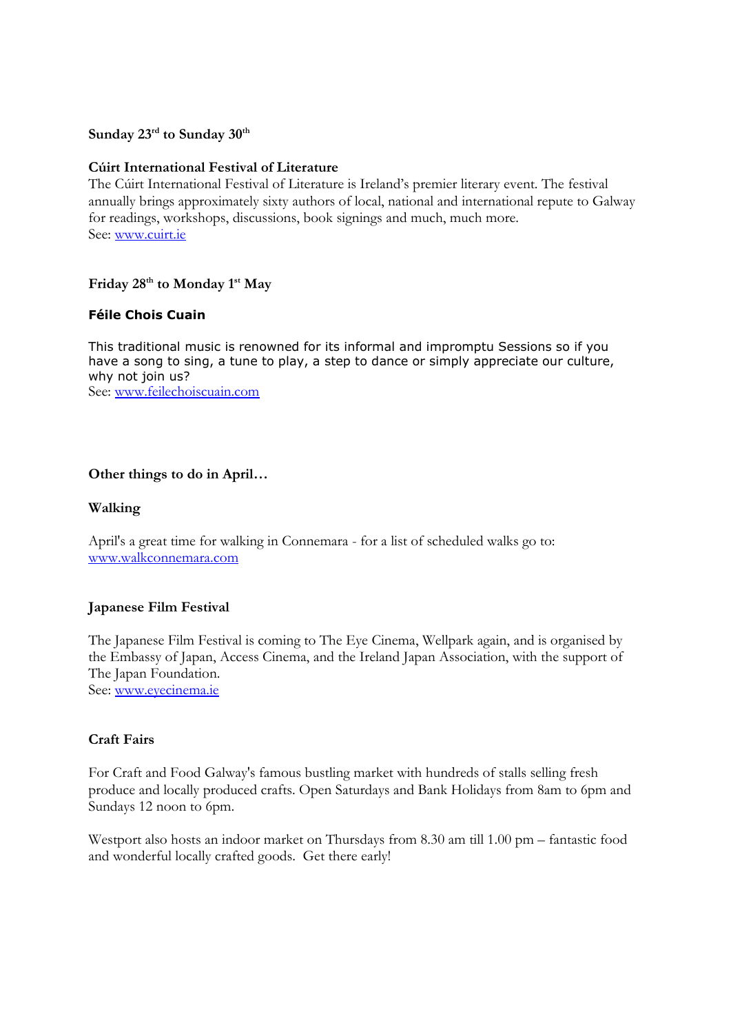**Sunday 23rd to Sunday 30th**

**Cúirt International Festival of Literature**

The Cúirt International Festival of Literature is Ireland's premier literary event. The festival annually brings approximately sixty authors of local, national and international repute to Galway for readings, workshops, discussions, book signings and much, much more.
See: www.cuirt.ie

**Friday 28th to Monday 1st May**

**Féile Chois Cuain**

This traditional music is renowned for its informal and impromptu Sessions so if you have a song to sing, a tune to play, a step to dance or simply appreciate our culture, why not join us?
See: www.feilechoiscuain.com

**Other things to do in April…**

**Walking**

April's a great time for walking in Connemara - for a list of scheduled walks go to: www.walkconnemara.com

**Japanese Film Festival**

The Japanese Film Festival is coming to The Eye Cinema, Wellpark again, and is organised by the Embassy of Japan, Access Cinema, and the Ireland Japan Association, with the support of The Japan Foundation.
See: www.eyecinema.ie

**Craft Fairs**

For Craft and Food Galway's famous bustling market with hundreds of stalls selling fresh produce and locally produced crafts. Open Saturdays and Bank Holidays from 8am to 6pm and Sundays 12 noon to 6pm.

Westport also hosts an indoor market on Thursdays from 8.30 am till 1.00 pm – fantastic food and wonderful locally crafted goods. Get there early!